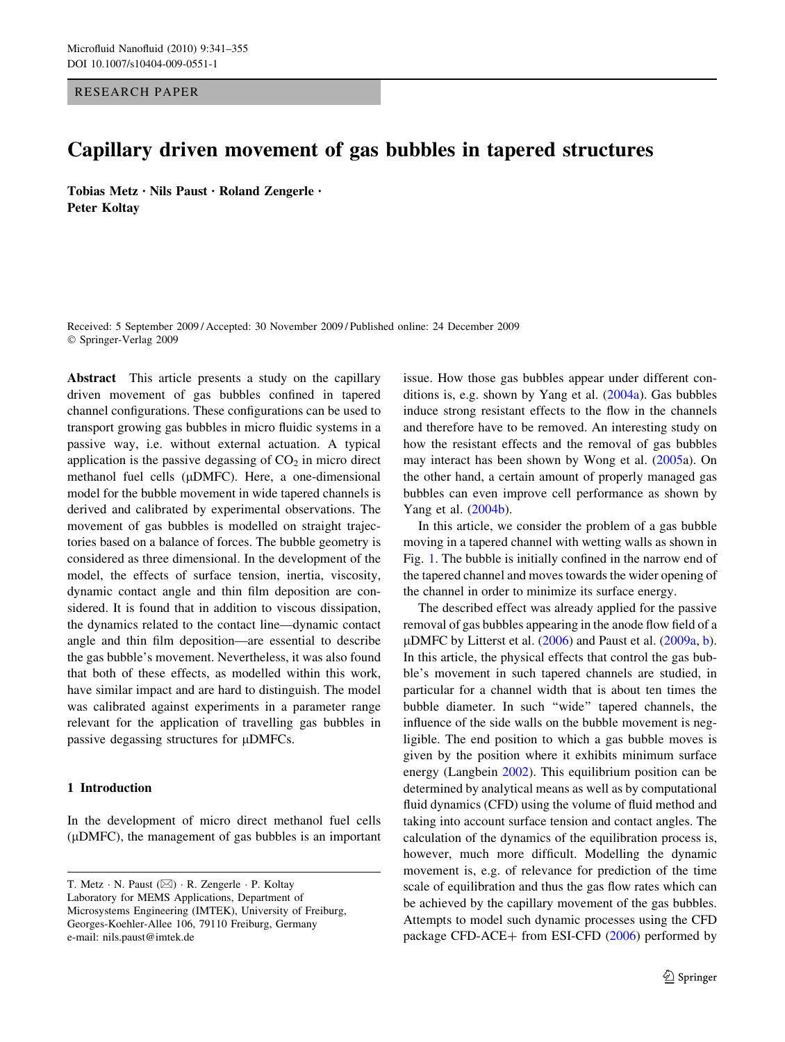RESEARCH PAPER

# Capillary driven movement of gas bubbles in tapered structures

**Tobias Metz · Nils Paust · Roland Zengerle · Peter Koltay**

Received: 5 September 2009 / Accepted: 30 November 2009 / Published online: 24 December 2009
© Springer-Verlag 2009

**Abstract** This article presents a study on the capillary driven movement of gas bubbles confined in tapered channel configurations. These configurations can be used to transport growing gas bubbles in micro fluidic systems in a passive way, i.e. without external actuation. A typical application is the passive degassing of $CO_2$ in micro direct methanol fuel cells (μDMFC). Here, a one-dimensional model for the bubble movement in wide tapered channels is derived and calibrated by experimental observations. The movement of gas bubbles is modelled on straight trajectories based on a balance of forces. The bubble geometry is considered as three dimensional. In the development of the model, the effects of surface tension, inertia, viscosity, dynamic contact angle and thin film deposition are considered. It is found that in addition to viscous dissipation, the dynamics related to the contact line—dynamic contact angle and thin film deposition—are essential to describe the gas bubble's movement. Nevertheless, it was also found that both of these effects, as modelled within this work, have similar impact and are hard to distinguish. The model was calibrated against experiments in a parameter range relevant for the application of travelling gas bubbles in passive degassing structures for μDMFCs.

## 1 Introduction

In the development of micro direct methanol fuel cells (μDMFC), the management of gas bubbles is an important issue. How those gas bubbles appear under different conditions is, e.g. shown by Yang et al. (2004a). Gas bubbles induce strong resistant effects to the flow in the channels and therefore have to be removed. An interesting study on how the resistant effects and the removal of gas bubbles may interact has been shown by Wong et al. (2005a). On the other hand, a certain amount of properly managed gas bubbles can even improve cell performance as shown by Yang et al. (2004b).

In this article, we consider the problem of a gas bubble moving in a tapered channel with wetting walls as shown in Fig. 1. The bubble is initially confined in the narrow end of the tapered channel and moves towards the wider opening of the channel in order to minimize its surface energy.

The described effect was already applied for the passive removal of gas bubbles appearing in the anode flow field of a μDMFC by Litterst et al. (2006) and Paust et al. (2009a, b). In this article, the physical effects that control the gas bubble's movement in such tapered channels are studied, in particular for a channel width that is about ten times the bubble diameter. In such "wide" tapered channels, the influence of the side walls on the bubble movement is negligible. The end position to which a gas bubble moves is given by the position where it exhibits minimum surface energy (Langbein 2002). This equilibrium position can be determined by analytical means as well as by computational fluid dynamics (CFD) using the volume of fluid method and taking into account surface tension and contact angles. The calculation of the dynamics of the equilibration process is, however, much more difficult. Modelling the dynamic movement is, e.g. of relevance for prediction of the time scale of equilibration and thus the gas flow rates which can be achieved by the capillary movement of the gas bubbles. Attempts to model such dynamic processes using the CFD package CFD-ACE+ from ESI-CFD (2006) performed by

T. Metz · N. Paust (✉) · R. Zengerle · P. Koltay
Laboratory for MEMS Applications, Department of Microsystems Engineering (IMTEK), University of Freiburg, Georges-Koehler-Allee 106, 79110 Freiburg, Germany
e-mail: nils.paust@imtek.de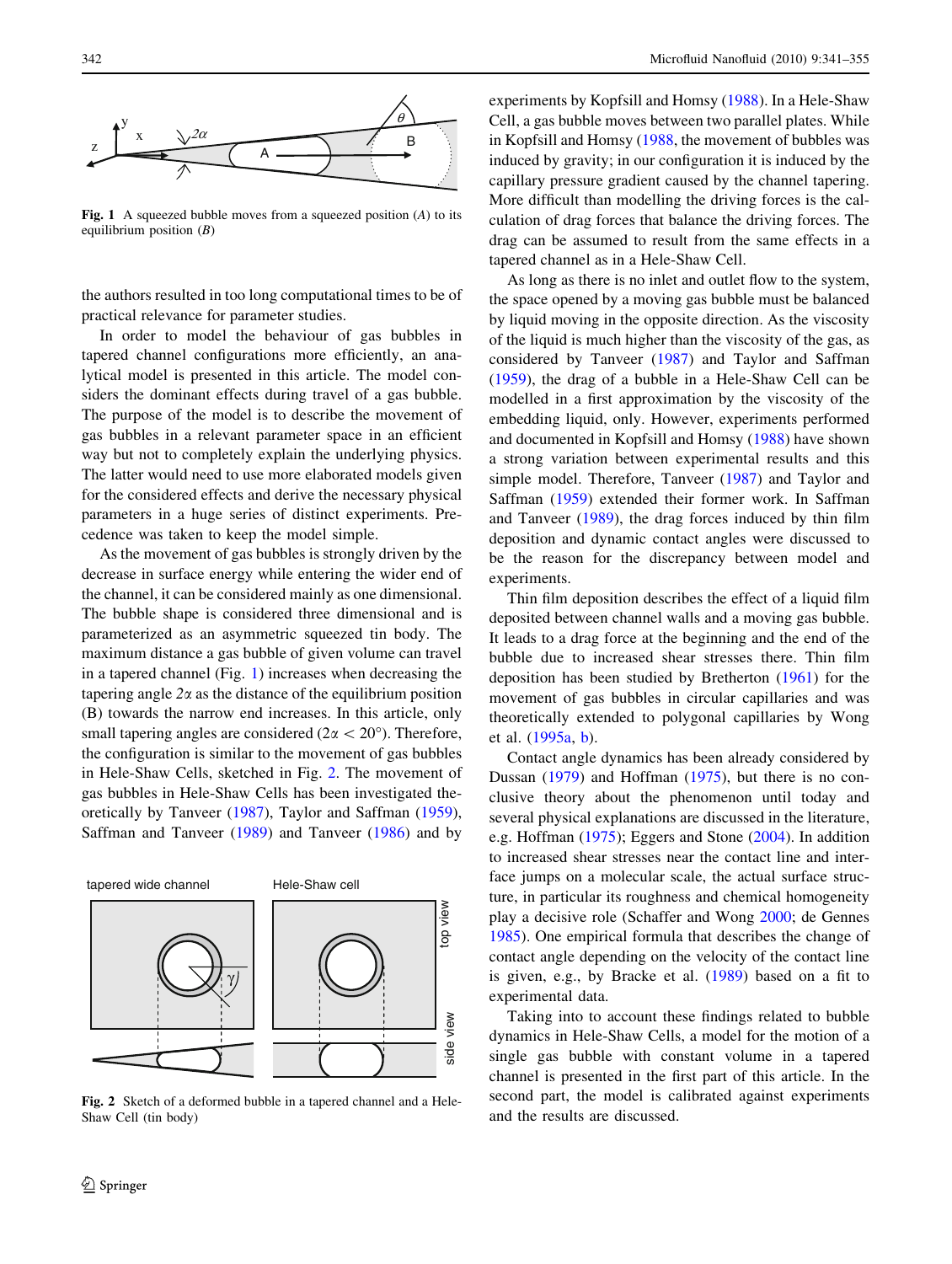**Fig. 1** A squeezed bubble moves from a squeezed position (*A*) to its equilibrium position (*B*)

the authors resulted in too long computational times to be of practical relevance for parameter studies.

In order to model the behaviour of gas bubbles in tapered channel configurations more efficiently, an analytical model is presented in this article. The model considers the dominant effects during travel of a gas bubble. The purpose of the model is to describe the movement of gas bubbles in a relevant parameter space in an efficient way but not to completely explain the underlying physics. The latter would need to use more elaborated models given for the considered effects and derive the necessary physical parameters in a huge series of distinct experiments. Precedence was taken to keep the model simple.

As the movement of gas bubbles is strongly driven by the decrease in surface energy while entering the wider end of the channel, it can be considered mainly as one dimensional. The bubble shape is considered three dimensional and is parameterized as an asymmetric squeezed tin body. The maximum distance a gas bubble of given volume can travel in a tapered channel (Fig. 1) increases when decreasing the tapering angle $2\alpha$ as the distance of the equilibrium position (B) towards the narrow end increases. In this article, only small tapering angles are considered ($2\alpha < 20°$). Therefore, the configuration is similar to the movement of gas bubbles in Hele-Shaw Cells, sketched in Fig. 2. The movement of gas bubbles in Hele-Shaw Cells has been investigated theoretically by Tanveer (1987), Taylor and Saffman (1959), Saffman and Tanveer (1989) and Tanveer (1986) and by experiments by Kopfsill and Homsy (1988). In a Hele-Shaw Cell, a gas bubble moves between two parallel plates. While in Kopfsill and Homsy (1988), the movement of bubbles was induced by gravity; in our configuration it is induced by the capillary pressure gradient caused by the channel tapering. More difficult than modelling the driving forces is the calculation of drag forces that balance the driving forces. The drag can be assumed to result from the same effects in a tapered channel as in a Hele-Shaw Cell.

**Fig. 2** Sketch of a deformed bubble in a tapered channel and a Hele-Shaw Cell (tin body)

As long as there is no inlet and outlet flow to the system, the space opened by a moving gas bubble must be balanced by liquid moving in the opposite direction. As the viscosity of the liquid is much higher than the viscosity of the gas, as considered by Tanveer (1987) and Taylor and Saffman (1959), the drag of a bubble in a Hele-Shaw Cell can be modelled in a first approximation by the viscosity of the embedding liquid, only. However, experiments performed and documented in Kopfsill and Homsy (1988) have shown a strong variation between experimental results and this simple model. Therefore, Tanveer (1987) and Taylor and Saffman (1959) extended their former work. In Saffman and Tanveer (1989), the drag forces induced by thin film deposition and dynamic contact angles were discussed to be the reason for the discrepancy between model and experiments.

Thin film deposition describes the effect of a liquid film deposited between channel walls and a moving gas bubble. It leads to a drag force at the beginning and the end of the bubble due to increased shear stresses there. Thin film deposition has been studied by Bretherton (1961) for the movement of gas bubbles in circular capillaries and was theoretically extended to polygonal capillaries by Wong et al. (1995a, b).

Contact angle dynamics has been already considered by Dussan (1979) and Hoffman (1975), but there is no conclusive theory about the phenomenon until today and several physical explanations are discussed in the literature, e.g. Hoffman (1975); Eggers and Stone (2004). In addition to increased shear stresses near the contact line and interface jumps on a molecular scale, the actual surface structure, in particular its roughness and chemical homogeneity play a decisive role (Schaffer and Wong 2000; de Gennes 1985). One empirical formula that describes the change of contact angle depending on the velocity of the contact line is given, e.g., by Bracke et al. (1989) based on a fit to experimental data.

Taking into to account these findings related to bubble dynamics in Hele-Shaw Cells, a model for the motion of a single gas bubble with constant volume in a tapered channel is presented in the first part of this article. In the second part, the model is calibrated against experiments and the results are discussed.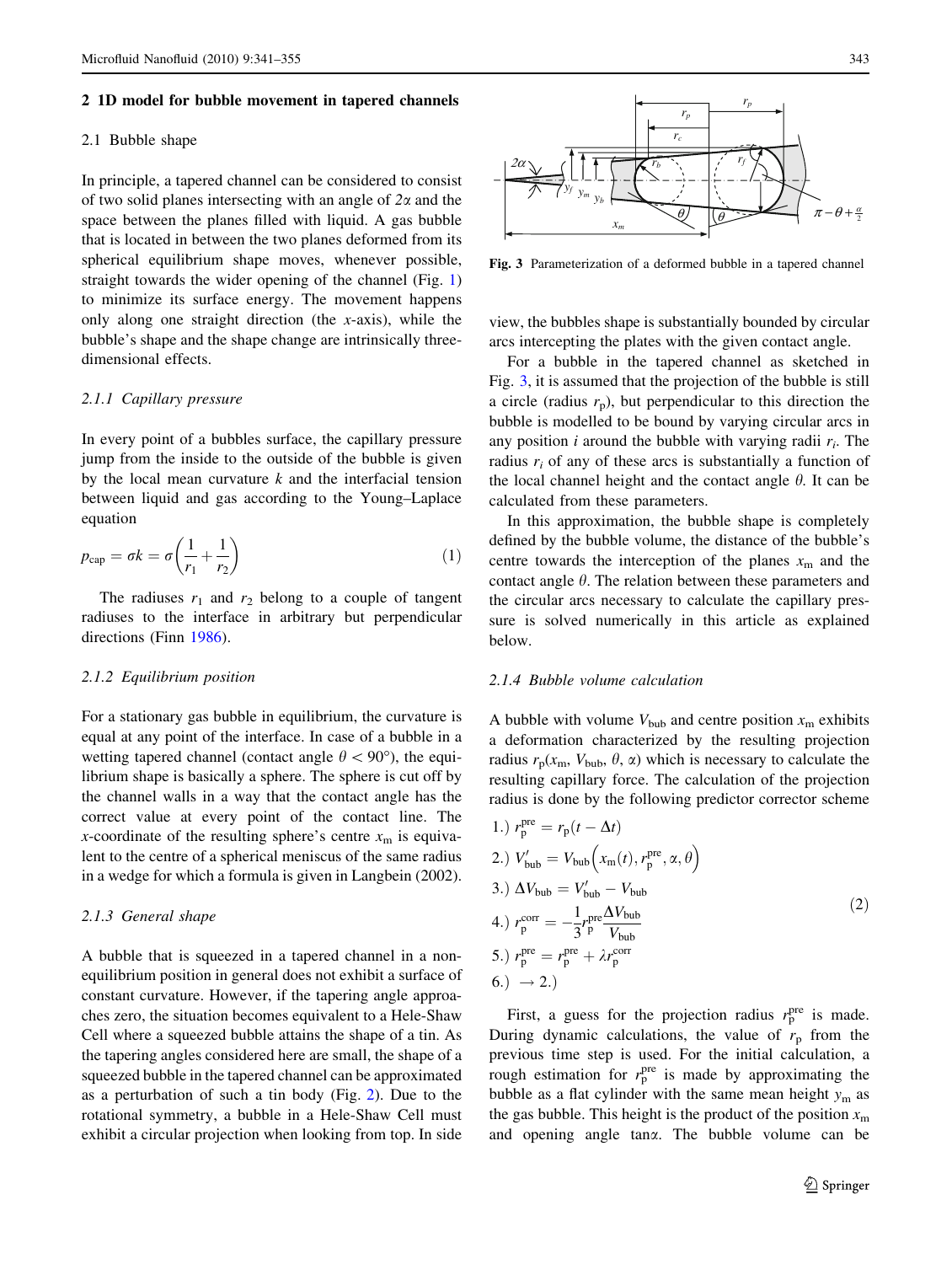## 2 1D model for bubble movement in tapered channels

### 2.1 Bubble shape

In principle, a tapered channel can be considered to consist of two solid planes intersecting with an angle of $2\alpha$ and the space between the planes filled with liquid. A gas bubble that is located in between the two planes deformed from its spherical equilibrium shape moves, whenever possible, straight towards the wider opening of the channel (Fig. 1) to minimize its surface energy. The movement happens only along one straight direction (the $x$-axis), while the bubble's shape and the shape change are intrinsically three-dimensional effects.

#### 2.1.1 Capillary pressure

In every point of a bubbles surface, the capillary pressure jump from the inside to the outside of the bubble is given by the local mean curvature $k$ and the interfacial tension between liquid and gas according to the Young–Laplace equation

$$p_{\mathrm{cap}} = \sigma k = \sigma\left(\frac{1}{r_1} + \frac{1}{r_2}\right) \tag{1}$$

The radiuses $r_1$ and $r_2$ belong to a couple of tangent radiuses to the interface in arbitrary but perpendicular directions (Finn 1986).

#### 2.1.2 Equilibrium position

For a stationary gas bubble in equilibrium, the curvature is equal at any point of the interface. In case of a bubble in a wetting tapered channel (contact angle $\theta < 90°$), the equilibrium shape is basically a sphere. The sphere is cut off by the channel walls in a way that the contact angle has the correct value at every point of the contact line. The $x$-coordinate of the resulting sphere's centre $x_{\mathrm{m}}$ is equivalent to the centre of a spherical meniscus of the same radius in a wedge for which a formula is given in Langbein (2002).

#### 2.1.3 General shape

A bubble that is squeezed in a tapered channel in a non-equilibrium position in general does not exhibit a surface of constant curvature. However, if the tapering angle approaches zero, the situation becomes equivalent to a Hele-Shaw Cell where a squeezed bubble attains the shape of a tin. As the tapering angles considered here are small, the shape of a squeezed bubble in the tapered channel can be approximated as a perturbation of such a tin body (Fig. 2). Due to the rotational symmetry, a bubble in a Hele-Shaw Cell must exhibit a circular projection when looking from top. In side view, the bubbles shape is substantially bounded by circular arcs intercepting the plates with the given contact angle.

Fig. 3 Parameterization of a deformed bubble in a tapered channel

For a bubble in the tapered channel as sketched in Fig. 3, it is assumed that the projection of the bubble is still a circle (radius $r_{\mathrm{p}}$), but perpendicular to this direction the bubble is modelled to be bound by varying circular arcs in any position $i$ around the bubble with varying radii $r_i$. The radius $r_i$ of any of these arcs is substantially a function of the local channel height and the contact angle $\theta$. It can be calculated from these parameters.

In this approximation, the bubble shape is completely defined by the bubble volume, the distance of the bubble's centre towards the interception of the planes $x_{\mathrm{m}}$ and the contact angle $\theta$. The relation between these parameters and the circular arcs necessary to calculate the capillary pressure is solved numerically in this article as explained below.

#### 2.1.4 Bubble volume calculation

A bubble with volume $V_{\mathrm{bub}}$ and centre position $x_{\mathrm{m}}$ exhibits a deformation characterized by the resulting projection radius $r_{\mathrm{p}}(x_{\mathrm{m}}, V_{\mathrm{bub}}, \theta, \alpha)$ which is necessary to calculate the resulting capillary force. The calculation of the projection radius is done by the following predictor corrector scheme

$$\begin{aligned}
&1.)\ r_{\mathrm{p}}^{\mathrm{pre}} = r_{\mathrm{p}}(t - \Delta t)\\
&2.)\ V'_{\mathrm{bub}} = V_{\mathrm{bub}}\left(x_{\mathrm{m}}(t), r_{\mathrm{p}}^{\mathrm{pre}}, \alpha, \theta\right)\\
&3.)\ \Delta V_{\mathrm{bub}} = V'_{\mathrm{bub}} - V_{\mathrm{bub}}\\
&4.)\ r_{\mathrm{p}}^{\mathrm{corr}} = -\frac{1}{3} r_{\mathrm{p}}^{\mathrm{pre}} \frac{\Delta V_{\mathrm{bub}}}{V_{\mathrm{bub}}}\\
&5.)\ r_{\mathrm{p}}^{\mathrm{pre}} = r_{\mathrm{p}}^{\mathrm{pre}} + \lambda r_{\mathrm{p}}^{\mathrm{corr}}\\
&6.)\ \rightarrow 2.)
\end{aligned} \tag{2}$$

First, a guess for the projection radius $r_{\mathrm{p}}^{\mathrm{pre}}$ is made. During dynamic calculations, the value of $r_{\mathrm{p}}$ from the previous time step is used. For the initial calculation, a rough estimation for $r_{\mathrm{p}}^{\mathrm{pre}}$ is made by approximating the bubble as a flat cylinder with the same mean height $y_{\mathrm{m}}$ as the gas bubble. This height is the product of the position $x_{\mathrm{m}}$ and opening angle $\tan\alpha$. The bubble volume can be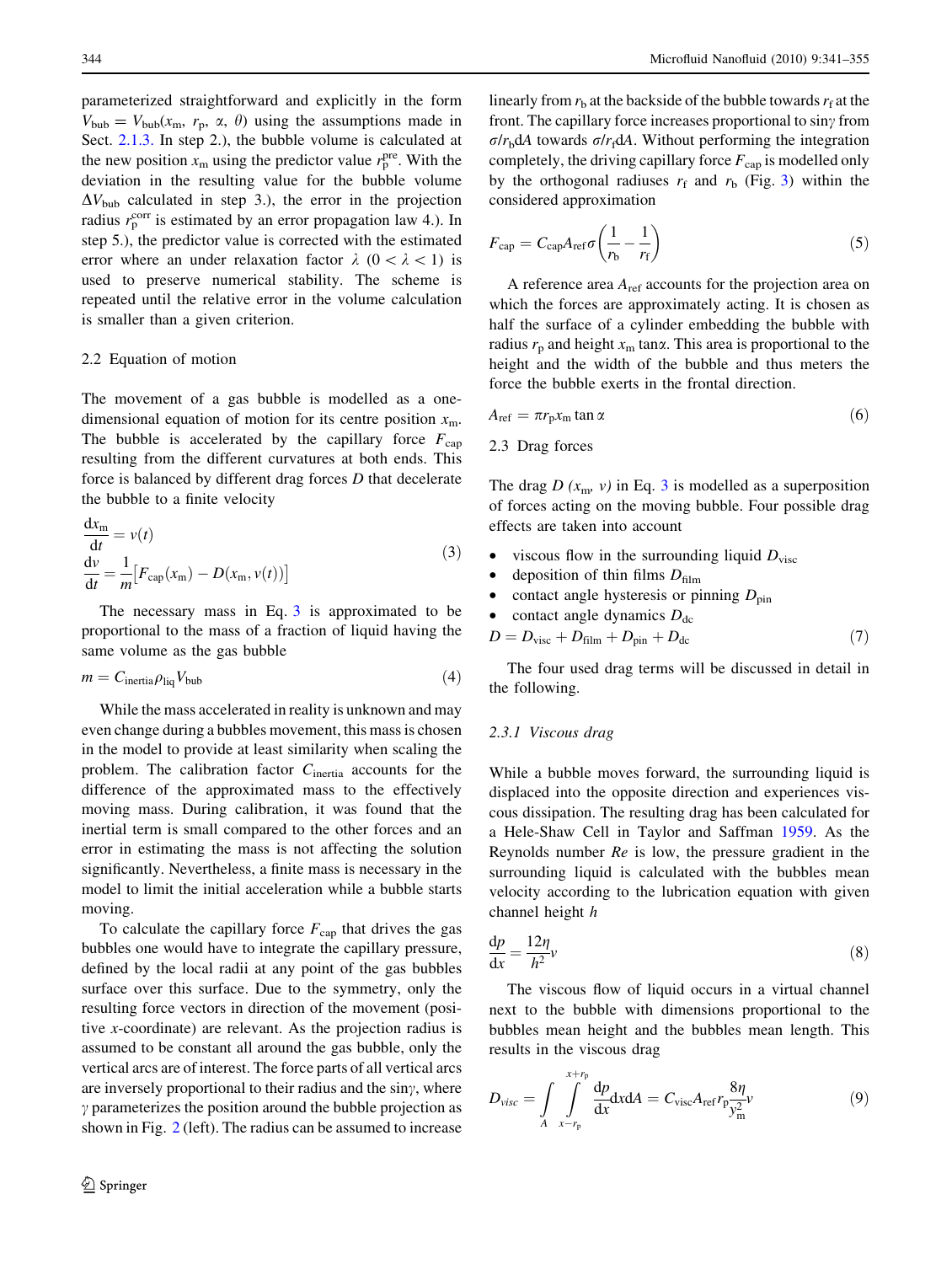parameterized straightforward and explicitly in the form $V_{bub} = V_{bub}(x_m, r_p, \alpha, \theta)$ using the assumptions made in Sect. 2.1.3. In step 2.), the bubble volume is calculated at the new position $x_m$ using the predictor value $r_p^{pre}$. With the deviation in the resulting value for the bubble volume $\Delta V_{bub}$ calculated in step 3.), the error in the projection radius $r_p^{corr}$ is estimated by an error propagation law 4.). In step 5.), the predictor value is corrected with the estimated error where an under relaxation factor $\lambda$ $(0 < \lambda < 1)$ is used to preserve numerical stability. The scheme is repeated until the relative error in the volume calculation is smaller than a given criterion.

## 2.2 Equation of motion

The movement of a gas bubble is modelled as a one-dimensional equation of motion for its centre position $x_m$. The bubble is accelerated by the capillary force $F_{cap}$ resulting from the different curvatures at both ends. This force is balanced by different drag forces $D$ that decelerate the bubble to a finite velocity

$$\begin{aligned}\frac{dx_m}{dt} &= v(t)\\ \frac{dv}{dt} &= \frac{1}{m}\left[F_{cap}(x_m) - D(x_m, v(t))\right]\end{aligned} \tag{3}$$

The necessary mass in Eq. 3 is approximated to be proportional to the mass of a fraction of liquid having the same volume as the gas bubble

$$m = C_{inertia}\rho_{liq}V_{bub} \tag{4}$$

While the mass accelerated in reality is unknown and may even change during a bubbles movement, this mass is chosen in the model to provide at least similarity when scaling the problem. The calibration factor $C_{inertia}$ accounts for the difference of the approximated mass to the effectively moving mass. During calibration, it was found that the inertial term is small compared to the other forces and an error in estimating the mass is not affecting the solution significantly. Nevertheless, a finite mass is necessary in the model to limit the initial acceleration while a bubble starts moving.

To calculate the capillary force $F_{cap}$ that drives the gas bubbles one would have to integrate the capillary pressure, defined by the local radii at any point of the gas bubbles surface over this surface. Due to the symmetry, only the resulting force vectors in direction of the movement (positive $x$-coordinate) are relevant. As the projection radius is assumed to be constant all around the gas bubble, only the vertical arcs are of interest. The force parts of all vertical arcs are inversely proportional to their radius and the $\sin\gamma$, where $\gamma$ parameterizes the position around the bubble projection as shown in Fig. 2 (left). The radius can be assumed to increase linearly from $r_b$ at the backside of the bubble towards $r_f$ at the front. The capillary force increases proportional to $\sin\gamma$ from $\sigma/r_b dA$ towards $\sigma/r_f dA$. Without performing the integration completely, the driving capillary force $F_{cap}$ is modelled only by the orthogonal radiuses $r_f$ and $r_b$ (Fig. 3) within the considered approximation

$$F_{cap} = C_{cap}A_{ref}\sigma\left(\frac{1}{r_b} - \frac{1}{r_f}\right) \tag{5}$$

A reference area $A_{ref}$ accounts for the projection area on which the forces are approximately acting. It is chosen as half the surface of a cylinder embedding the bubble with radius $r_p$ and height $x_m \tan\alpha$. This area is proportional to the height and the width of the bubble and thus meters the force the bubble exerts in the frontal direction.

$$A_{ref} = \pi r_p x_m \tan\alpha \tag{6}$$

## 2.3 Drag forces

The drag $D$ $(x_m, v)$ in Eq. 3 is modelled as a superposition of forces acting on the moving bubble. Four possible drag effects are taken into account

- viscous flow in the surrounding liquid $D_{visc}$
- deposition of thin films $D_{film}$
- contact angle hysteresis or pinning $D_{pin}$
- contact angle dynamics $D_{dc}$

$$D = D_{visc} + D_{film} + D_{pin} + D_{dc} \tag{7}$$

The four used drag terms will be discussed in detail in the following.

### 2.3.1 Viscous drag

While a bubble moves forward, the surrounding liquid is displaced into the opposite direction and experiences viscous dissipation. The resulting drag has been calculated for a Hele-Shaw Cell in Taylor and Saffman 1959. As the Reynolds number $Re$ is low, the pressure gradient in the surrounding liquid is calculated with the bubbles mean velocity according to the lubrication equation with given channel height $h$

$$\frac{dp}{dx} = \frac{12\eta}{h^2}v \tag{8}$$

The viscous flow of liquid occurs in a virtual channel next to the bubble with dimensions proportional to the bubbles mean height and the bubbles mean length. This results in the viscous drag

$$D_{visc} = \int_A \int_{x-r_p}^{x+r_p} \frac{dp}{dx}dx dA = C_{visc}A_{ref}r_p\frac{8\eta}{y_m^2}v \tag{9}$$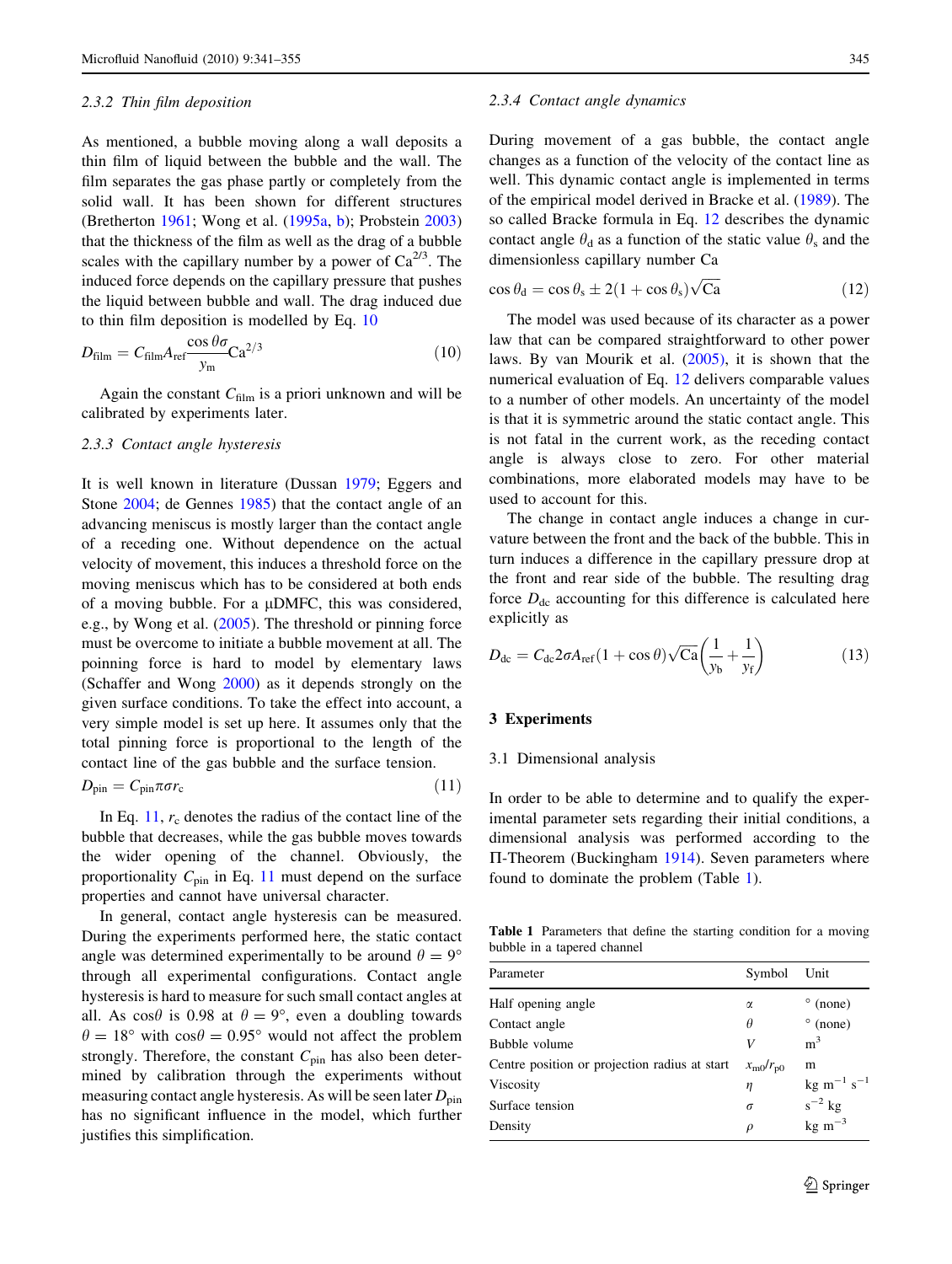#### 2.3.2 Thin film deposition

As mentioned, a bubble moving along a wall deposits a thin film of liquid between the bubble and the wall. The film separates the gas phase partly or completely from the solid wall. It has been shown for different structures (Bretherton 1961; Wong et al. (1995a, b); Probstein 2003) that the thickness of the film as well as the drag of a bubble scales with the capillary number by a power of $\mathrm{Ca}^{2/3}$. The induced force depends on the capillary pressure that pushes the liquid between bubble and wall. The drag induced due to thin film deposition is modelled by Eq. 10

$$D_{\mathrm{film}} = C_{\mathrm{film}} A_{\mathrm{ref}} \frac{\cos\theta\sigma}{y_{\mathrm{m}}} \mathrm{Ca}^{2/3} \tag{10}$$

Again the constant $C_{\mathrm{film}}$ is a priori unknown and will be calibrated by experiments later.

#### 2.3.3 Contact angle hysteresis

It is well known in literature (Dussan 1979; Eggers and Stone 2004; de Gennes 1985) that the contact angle of an advancing meniscus is mostly larger than the contact angle of a receding one. Without dependence on the actual velocity of movement, this induces a threshold force on the moving meniscus which has to be considered at both ends of a moving bubble. For a μDMFC, this was considered, e.g., by Wong et al. (2005). The threshold or pinning force must be overcome to initiate a bubble movement at all. The poinning force is hard to model by elementary laws (Schaffer and Wong 2000) as it depends strongly on the given surface conditions. To take the effect into account, a very simple model is set up here. It assumes only that the total pinning force is proportional to the length of the contact line of the gas bubble and the surface tension.

$$D_{\mathrm{pin}} = C_{\mathrm{pin}} \pi \sigma r_{\mathrm{c}} \tag{11}$$

In Eq. 11, $r_{\mathrm{c}}$ denotes the radius of the contact line of the bubble that decreases, while the gas bubble moves towards the wider opening of the channel. Obviously, the proportionality $C_{\mathrm{pin}}$ in Eq. 11 must depend on the surface properties and cannot have universal character.

In general, contact angle hysteresis can be measured. During the experiments performed here, the static contact angle was determined experimentally to be around $\theta = 9°$ through all experimental configurations. Contact angle hysteresis is hard to measure for such small contact angles at all. As $\cos\theta$ is 0.98 at $\theta = 9°$, even a doubling towards $\theta = 18°$ with $\cos\theta = 0.95°$ would not affect the problem strongly. Therefore, the constant $C_{\mathrm{pin}}$ has also been determined by calibration through the experiments without measuring contact angle hysteresis. As will be seen later $D_{\mathrm{pin}}$ has no significant influence in the model, which further justifies this simplification.

#### 2.3.4 Contact angle dynamics

During movement of a gas bubble, the contact angle changes as a function of the velocity of the contact line as well. This dynamic contact angle is implemented in terms of the empirical model derived in Bracke et al. (1989). The so called Bracke formula in Eq. 12 describes the dynamic contact angle $\theta_{\mathrm{d}}$ as a function of the static value $\theta_{\mathrm{s}}$ and the dimensionless capillary number Ca

$$\cos\theta_{\mathrm{d}} = \cos\theta_{\mathrm{s}} \pm 2(1 + \cos\theta_{\mathrm{s}})\sqrt{\mathrm{Ca}} \tag{12}$$

The model was used because of its character as a power law that can be compared straightforward to other power laws. By van Mourik et al. (2005), it is shown that the numerical evaluation of Eq. 12 delivers comparable values to a number of other models. An uncertainty of the model is that it is symmetric around the static contact angle. This is not fatal in the current work, as the receding contact angle is always close to zero. For other material combinations, more elaborated models may have to be used to account for this.

The change in contact angle induces a change in curvature between the front and the back of the bubble. This in turn induces a difference in the capillary pressure drop at the front and rear side of the bubble. The resulting drag force $D_{\mathrm{dc}}$ accounting for this difference is calculated here explicitly as

$$D_{\mathrm{dc}} = C_{\mathrm{dc}} 2\sigma A_{\mathrm{ref}} (1 + \cos\theta)\sqrt{\mathrm{Ca}} \left( \frac{1}{y_{\mathrm{b}}} + \frac{1}{y_{\mathrm{f}}} \right) \tag{13}$$

## 3 Experiments

### 3.1 Dimensional analysis

In order to be able to determine and to qualify the experimental parameter sets regarding their initial conditions, a dimensional analysis was performed according to the Π-Theorem (Buckingham 1914). Seven parameters where found to dominate the problem (Table 1).

**Table 1** Parameters that define the starting condition for a moving bubble in a tapered channel

| Parameter | Symbol | Unit |
|---|---|---|
| Half opening angle | $\alpha$ | ° (none) |
| Contact angle | $\theta$ | ° (none) |
| Bubble volume | $V$ | $\mathrm{m}^3$ |
| Centre position or projection radius at start | $x_{\mathrm{m0}}/r_{\mathrm{p0}}$ | m |
| Viscosity | $\eta$ | $\mathrm{kg\ m^{-1}\ s^{-1}}$ |
| Surface tension | $\sigma$ | $\mathrm{s^{-2}\ kg}$ |
| Density | $\rho$ | $\mathrm{kg\ m^{-3}}$ |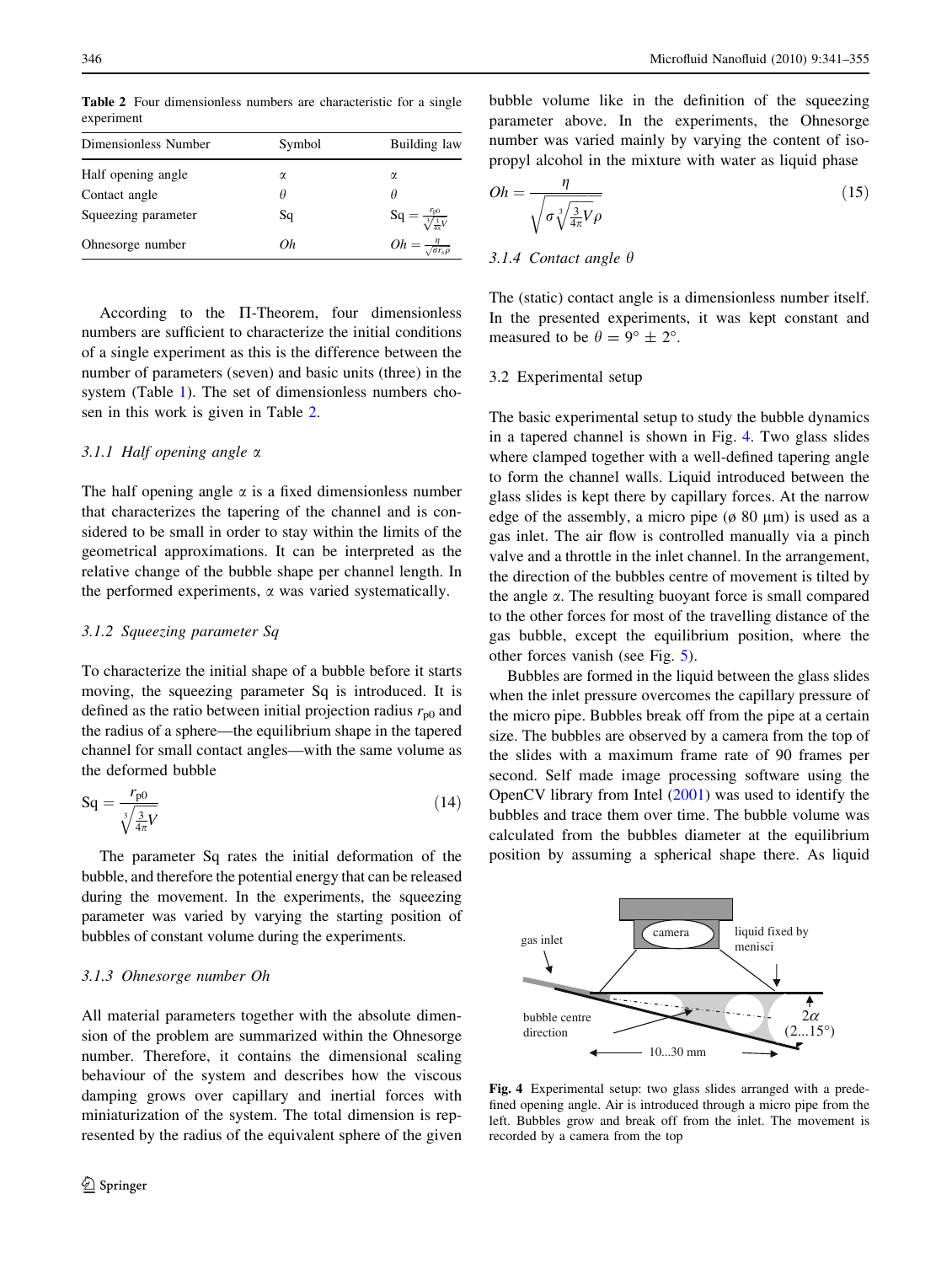**Table 2** Four dimensionless numbers are characteristic for a single experiment

| Dimensionless Number | Symbol | Building law |
|---|---|---|
| Half opening angle | $\alpha$ | $\alpha$ |
| Contact angle | $\theta$ | $\theta$ |
| Squeezing parameter | Sq | $\mathrm{Sq} = \frac{r_{p0}}{\sqrt[3]{\frac{3}{4\pi}V}}$ |
| Ohnesorge number | $Oh$ | $Oh = \frac{\eta}{\sqrt{\sigma r_s \rho}}$ |

According to the Π-Theorem, four dimensionless numbers are sufficient to characterize the initial conditions of a single experiment as this is the difference between the number of parameters (seven) and basic units (three) in the system (Table 1). The set of dimensionless numbers chosen in this work is given in Table 2.

#### 3.1.1 Half opening angle $\alpha$

The half opening angle $\alpha$ is a fixed dimensionless number that characterizes the tapering of the channel and is considered to be small in order to stay within the limits of the geometrical approximations. It can be interpreted as the relative change of the bubble shape per channel length. In the performed experiments, $\alpha$ was varied systematically.

#### 3.1.2 Squeezing parameter Sq

To characterize the initial shape of a bubble before it starts moving, the squeezing parameter Sq is introduced. It is defined as the ratio between initial projection radius $r_{p0}$ and the radius of a sphere—the equilibrium shape in the tapered channel for small contact angles—with the same volume as the deformed bubble

$$\mathrm{Sq} = \frac{r_{p0}}{\sqrt[3]{\frac{3}{4\pi}V}} \tag{14}$$

The parameter Sq rates the initial deformation of the bubble, and therefore the potential energy that can be released during the movement. In the experiments, the squeezing parameter was varied by varying the starting position of bubbles of constant volume during the experiments.

#### 3.1.3 Ohnesorge number $Oh$

All material parameters together with the absolute dimension of the problem are summarized within the Ohnesorge number. Therefore, it contains the dimensional scaling behaviour of the system and describes how the viscous damping grows over capillary and inertial forces with miniaturization of the system. The total dimension is represented by the radius of the equivalent sphere of the given bubble volume like in the definition of the squeezing parameter above. In the experiments, the Ohnesorge number was varied mainly by varying the content of isopropyl alcohol in the mixture with water as liquid phase

$$Oh = \frac{\eta}{\sqrt{\sigma\sqrt[3]{\frac{3}{4\pi}V}\rho}} \tag{15}$$

#### 3.1.4 Contact angle $\theta$

The (static) contact angle is a dimensionless number itself. In the presented experiments, it was kept constant and measured to be $\theta = 9° \pm 2°$.

### 3.2 Experimental setup

The basic experimental setup to study the bubble dynamics in a tapered channel is shown in Fig. 4. Two glass slides where clamped together with a well-defined tapering angle to form the channel walls. Liquid introduced between the glass slides is kept there by capillary forces. At the narrow edge of the assembly, a micro pipe (ø 80 μm) is used as a gas inlet. The air flow is controlled manually via a pinch valve and a throttle in the inlet channel. In the arrangement, the direction of the bubbles centre of movement is tilted by the angle $\alpha$. The resulting buoyant force is small compared to the other forces for most of the travelling distance of the gas bubble, except the equilibrium position, where the other forces vanish (see Fig. 5).

Bubbles are formed in the liquid between the glass slides when the inlet pressure overcomes the capillary pressure of the micro pipe. Bubbles break off from the pipe at a certain size. The bubbles are observed by a camera from the top of the slides with a maximum frame rate of 90 frames per second. Self made image processing software using the OpenCV library from Intel (2001) was used to identify the bubbles and trace them over time. The bubble volume was calculated from the bubbles diameter at the equilibrium position by assuming a spherical shape there. As liquid

**Fig. 4** Experimental setup: two glass slides arranged with a predefined opening angle. Air is introduced through a micro pipe from the left. Bubbles grow and break off from the inlet. The movement is recorded by a camera from the top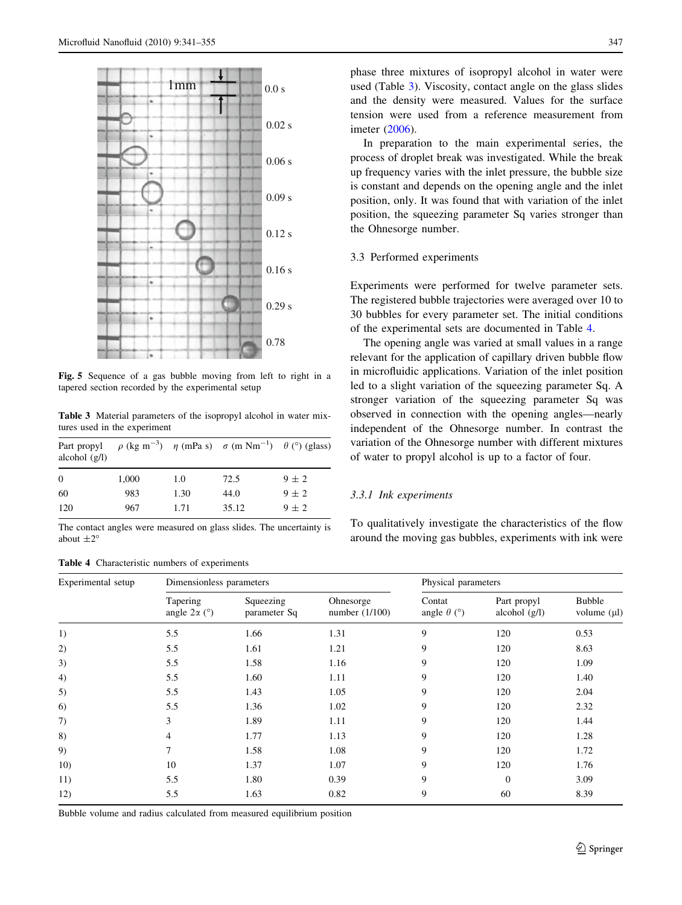Fig. 5 Sequence of a gas bubble moving from left to right in a tapered section recorded by the experimental setup

Table 3 Material parameters of the isopropyl alcohol in water mixtures used in the experiment

| Part propyl alcohol (g/l) | $\rho$ (kg m$^{-3}$) | $\eta$ (mPa s) | $\sigma$ (m Nm$^{-1}$) | $\theta$ (°) (glass) |
|---|---|---|---|---|
| 0 | 1,000 | 1.0 | 72.5 | 9 ± 2 |
| 60 | 983 | 1.30 | 44.0 | 9 ± 2 |
| 120 | 967 | 1.71 | 35.12 | 9 ± 2 |

The contact angles were measured on glass slides. The uncertainty is about ±2°

phase three mixtures of isopropyl alcohol in water were used (Table 3). Viscosity, contact angle on the glass slides and the density were measured. Values for the surface tension were used from a reference measurement from imeter (2006).

In preparation to the main experimental series, the process of droplet break was investigated. While the break up frequency varies with the inlet pressure, the bubble size is constant and depends on the opening angle and the inlet position, only. It was found that with variation of the inlet position, the squeezing parameter Sq varies stronger than the Ohnesorge number.

### 3.3 Performed experiments

Experiments were performed for twelve parameter sets. The registered bubble trajectories were averaged over 10 to 30 bubbles for every parameter set. The initial conditions of the experimental sets are documented in Table 4.

The opening angle was varied at small values in a range relevant for the application of capillary driven bubble flow in microfluidic applications. Variation of the inlet position led to a slight variation of the squeezing parameter Sq. A stronger variation of the squeezing parameter Sq was observed in connection with the opening angles—nearly independent of the Ohnesorge number. In contrast the variation of the Ohnesorge number with different mixtures of water to propyl alcohol is up to a factor of four.

#### *3.3.1 Ink experiments*

To qualitatively investigate the characteristics of the flow around the moving gas bubbles, experiments with ink were

Table 4 Characteristic numbers of experiments

| Experimental setup | Dimensionless parameters | | | Physical parameters | | |
|---|---|---|---|---|---|---|
| | Tapering angle $2\alpha$ (°) | Squeezing parameter Sq | Ohnesorge number (1/100) | Contat angle $\theta$ (°) | Part propyl alcohol (g/l) | Bubble volume (μl) |
| 1) | 5.5 | 1.66 | 1.31 | 9 | 120 | 0.53 |
| 2) | 5.5 | 1.61 | 1.21 | 9 | 120 | 8.63 |
| 3) | 5.5 | 1.58 | 1.16 | 9 | 120 | 1.09 |
| 4) | 5.5 | 1.60 | 1.11 | 9 | 120 | 1.40 |
| 5) | 5.5 | 1.43 | 1.05 | 9 | 120 | 2.04 |
| 6) | 5.5 | 1.36 | 1.02 | 9 | 120 | 2.32 |
| 7) | 3 | 1.89 | 1.11 | 9 | 120 | 1.44 |
| 8) | 4 | 1.77 | 1.13 | 9 | 120 | 1.28 |
| 9) | 7 | 1.58 | 1.08 | 9 | 120 | 1.72 |
| 10) | 10 | 1.37 | 1.07 | 9 | 120 | 1.76 |
| 11) | 5.5 | 1.80 | 0.39 | 9 | 0 | 3.09 |
| 12) | 5.5 | 1.63 | 0.82 | 9 | 60 | 8.39 |

Bubble volume and radius calculated from measured equilibrium position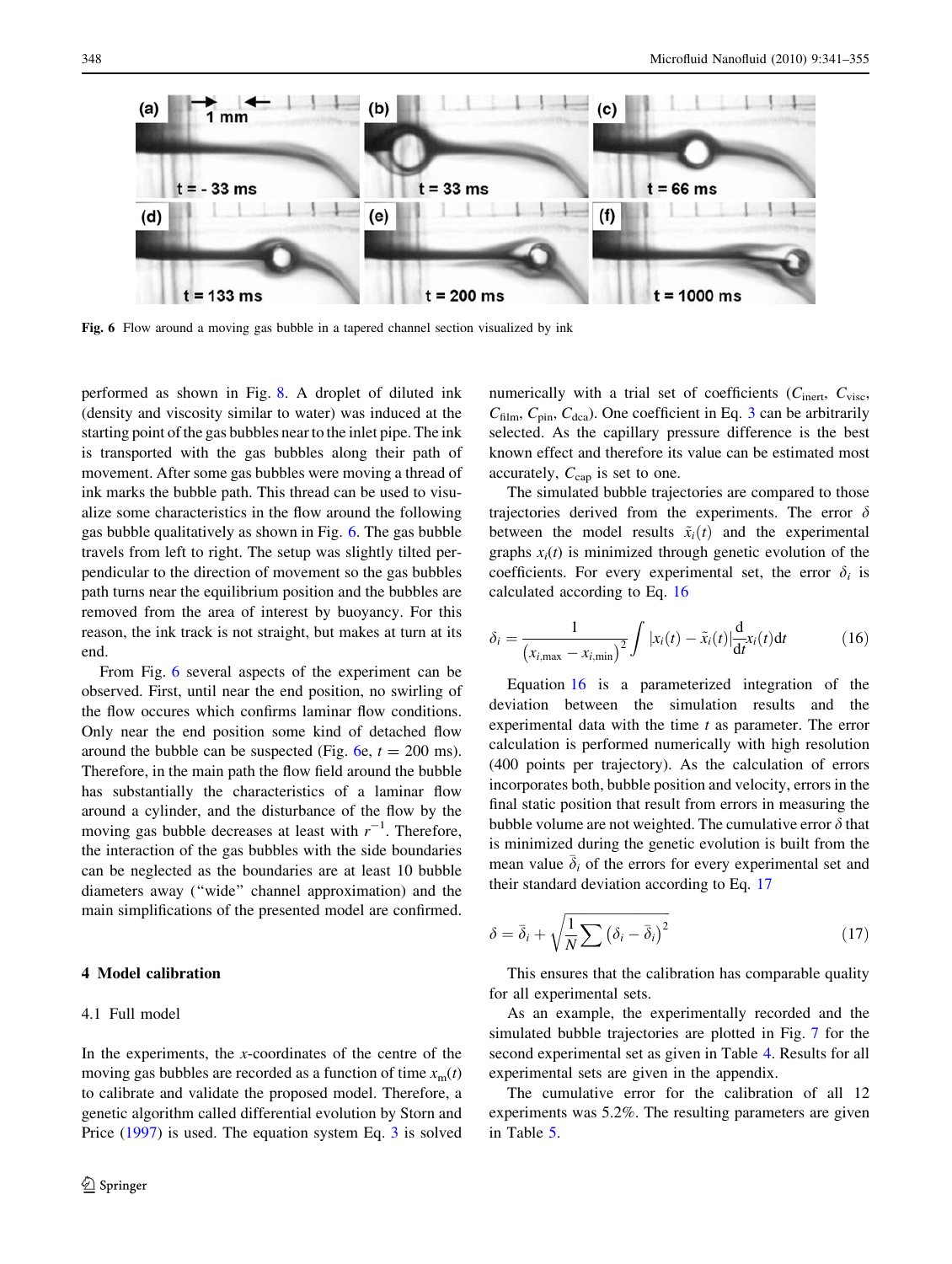Fig. 6 Flow around a moving gas bubble in a tapered channel section visualized by ink

performed as shown in Fig. 8. A droplet of diluted ink (density and viscosity similar to water) was induced at the starting point of the gas bubbles near to the inlet pipe. The ink is transported with the gas bubbles along their path of movement. After some gas bubbles were moving a thread of ink marks the bubble path. This thread can be used to visualize some characteristics in the flow around the following gas bubble qualitatively as shown in Fig. 6. The gas bubble travels from left to right. The setup was slightly tilted perpendicular to the direction of movement so the gas bubbles path turns near the equilibrium position and the bubbles are removed from the area of interest by buoyancy. For this reason, the ink track is not straight, but makes at turn at its end.

From Fig. 6 several aspects of the experiment can be observed. First, until near the end position, no swirling of the flow occures which confirms laminar flow conditions. Only near the end position some kind of detached flow around the bubble can be suspected (Fig. 6e, $t = 200$ ms). Therefore, in the main path the flow field around the bubble has substantially the characteristics of a laminar flow around a cylinder, and the disturbance of the flow by the moving gas bubble decreases at least with $r^{-1}$. Therefore, the interaction of the gas bubbles with the side boundaries can be neglected as the boundaries are at least 10 bubble diameters away ("wide" channel approximation) and the main simplifications of the presented model are confirmed.

## 4 Model calibration

### 4.1 Full model

In the experiments, the $x$-coordinates of the centre of the moving gas bubbles are recorded as a function of time $x_m(t)$ to calibrate and validate the proposed model. Therefore, a genetic algorithm called differential evolution by Storn and Price (1997) is used. The equation system Eq. 3 is solved numerically with a trial set of coefficients ($C_{\text{inert}}$, $C_{\text{visc}}$, $C_{\text{film}}$, $C_{\text{pin}}$, $C_{\text{dca}}$). One coefficient in Eq. 3 can be arbitrarily selected. As the capillary pressure difference is the best known effect and therefore its value can be estimated most accurately, $C_{\text{cap}}$ is set to one.

The simulated bubble trajectories are compared to those trajectories derived from the experiments. The error $\delta$ between the model results $\tilde{x}_i(t)$ and the experimental graphs $x_i(t)$ is minimized through genetic evolution of the coefficients. For every experimental set, the error $\delta_i$ is calculated according to Eq. 16

$$\delta_i = \frac{1}{\left(x_{i,\max} - x_{i,\min}\right)^2} \int |x_i(t) - \tilde{x}_i(t)| \frac{\mathrm{d}}{\mathrm{d}t} x_i(t) \mathrm{d}t \tag{16}$$

Equation 16 is a parameterized integration of the deviation between the simulation results and the experimental data with the time $t$ as parameter. The error calculation is performed numerically with high resolution (400 points per trajectory). As the calculation of errors incorporates both, bubble position and velocity, errors in the final static position that result from errors in measuring the bubble volume are not weighted. The cumulative error $\delta$ that is minimized during the genetic evolution is built from the mean value $\bar{\delta}_i$ of the errors for every experimental set and their standard deviation according to Eq. 17

$$\delta = \bar{\delta}_i + \sqrt{\frac{1}{N} \sum \left(\delta_i - \bar{\delta}_i\right)^2} \tag{17}$$

This ensures that the calibration has comparable quality for all experimental sets.

As an example, the experimentally recorded and the simulated bubble trajectories are plotted in Fig. 7 for the second experimental set as given in Table 4. Results for all experimental sets are given in the appendix.

The cumulative error for the calibration of all 12 experiments was 5.2%. The resulting parameters are given in Table 5.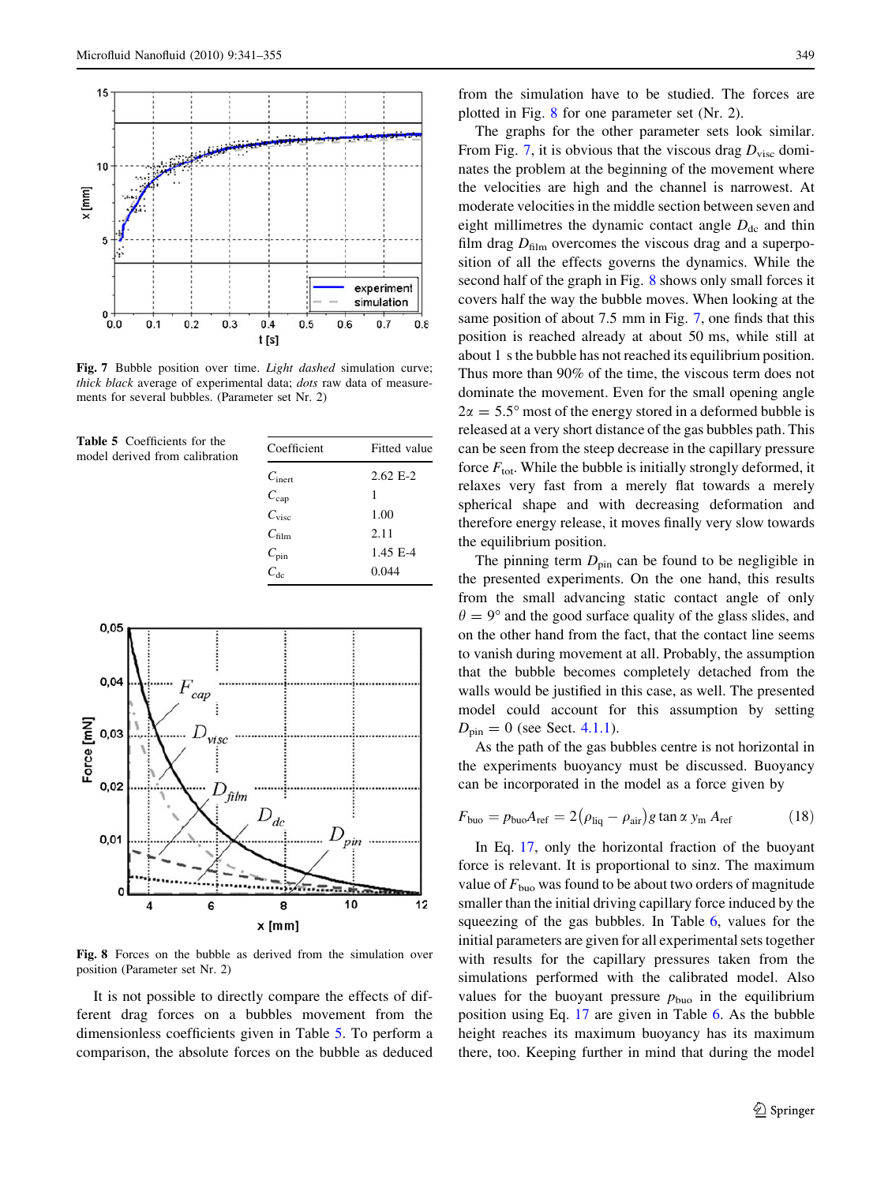Fig. 7 Bubble position over time. *Light dashed* simulation curve; *thick black* average of experimental data; *dots* raw data of measurements for several bubbles. (Parameter set Nr. 2)

Table 5 Coefficients for the model derived from calibration

| Coefficient | Fitted value |
|---|---|
| $C_{\text{inert}}$ | 2.62 E-2 |
| $C_{\text{cap}}$ | 1 |
| $C_{\text{visc}}$ | 1.00 |
| $C_{\text{film}}$ | 2.11 |
| $C_{\text{pin}}$ | 1.45 E-4 |
| $C_{\text{dc}}$ | 0.044 |

Fig. 8 Forces on the bubble as derived from the simulation over position (Parameter set Nr. 2)

It is not possible to directly compare the effects of different drag forces on a bubbles movement from the dimensionless coefficients given in Table 5. To perform a comparison, the absolute forces on the bubble as deduced from the simulation have to be studied. The forces are plotted in Fig. 8 for one parameter set (Nr. 2).

The graphs for the other parameter sets look similar. From Fig. 7, it is obvious that the viscous drag $D_{\text{visc}}$ dominates the problem at the beginning of the movement where the velocities are high and the channel is narrowest. At moderate velocities in the middle section between seven and eight millimetres the dynamic contact angle $D_{\text{dc}}$ and thin film drag $D_{\text{film}}$ overcomes the viscous drag and a superposition of all the effects governs the dynamics. While the second half of the graph in Fig. 8 shows only small forces it covers half the way the bubble moves. When looking at the same position of about 7.5 mm in Fig. 7, one finds that this position is reached already at about 50 ms, while still at about 1 s the bubble has not reached its equilibrium position. Thus more than 90% of the time, the viscous term does not dominate the movement. Even for the small opening angle $2\alpha = 5.5°$ most of the energy stored in a deformed bubble is released at a very short distance of the gas bubbles path. This can be seen from the steep decrease in the capillary pressure force $F_{\text{tot}}$. While the bubble is initially strongly deformed, it relaxes very fast from a merely flat towards a merely spherical shape and with decreasing deformation and therefore energy release, it moves finally very slow towards the equilibrium position.

The pinning term $D_{\text{pin}}$ can be found to be negligible in the presented experiments. On the one hand, this results from the small advancing static contact angle of only $\theta = 9°$ and the good surface quality of the glass slides, and on the other hand from the fact, that the contact line seems to vanish during movement at all. Probably, the assumption that the bubble becomes completely detached from the walls would be justified in this case, as well. The presented model could account for this assumption by setting $D_{\text{pin}} = 0$ (see Sect. 4.1.1).

As the path of the gas bubbles centre is not horizontal in the experiments buoyancy must be discussed. Buoyancy can be incorporated in the model as a force given by

$$F_{\text{buo}} = p_{\text{buo}} A_{\text{ref}} = 2(\rho_{\text{liq}} - \rho_{\text{air}})\, g \tan \alpha \; y_{\text{m}} \; A_{\text{ref}} \tag{18}$$

In Eq. 17, only the horizontal fraction of the buoyant force is relevant. It is proportional to $\sin\alpha$. The maximum value of $F_{\text{buo}}$ was found to be about two orders of magnitude smaller than the initial driving capillary force induced by the squeezing of the gas bubbles. In Table 6, values for the initial parameters are given for all experimental sets together with results for the capillary pressures taken from the simulations performed with the calibrated model. Also values for the buoyant pressure $p_{\text{buo}}$ in the equilibrium position using Eq. 17 are given in Table 6. As the bubble height reaches its maximum buoyancy has its maximum there, too. Keeping further in mind that during the model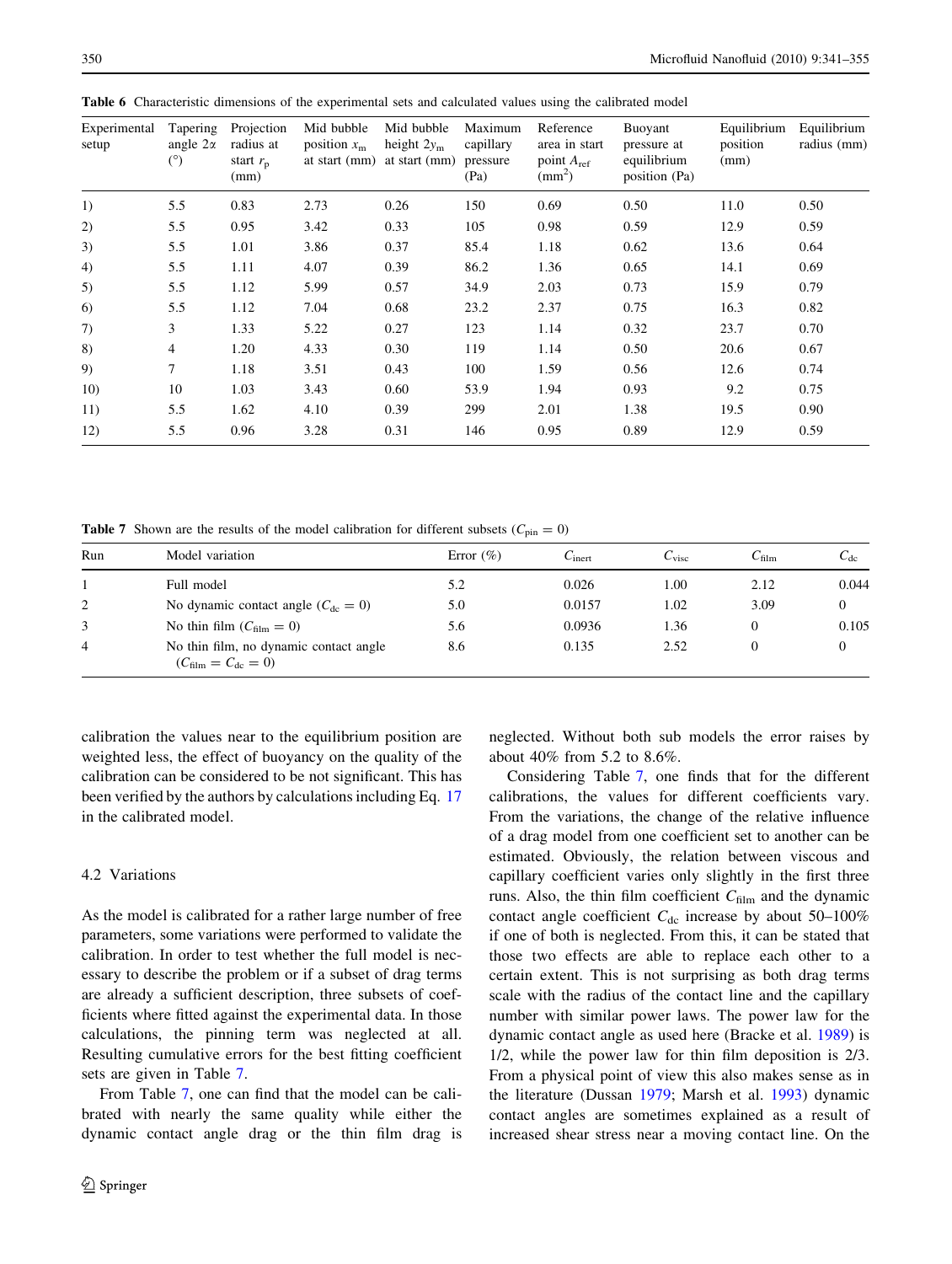**Table 6** Characteristic dimensions of the experimental sets and calculated values using the calibrated model

| Experimental setup | Tapering angle $2\alpha$ (°) | Projection radius at start $r_p$ (mm) | Mid bubble position $x_m$ at start (mm) | Mid bubble height $2y_m$ at start (mm) | Maximum capillary pressure (Pa) | Reference area in start point $A_{ref}$ (mm$^2$) | Buoyant pressure at equilibrium position (Pa) | Equilibrium position (mm) | Equilibrium radius (mm) |
|---|---|---|---|---|---|---|---|---|---|
| 1) | 5.5 | 0.83 | 2.73 | 0.26 | 150 | 0.69 | 0.50 | 11.0 | 0.50 |
| 2) | 5.5 | 0.95 | 3.42 | 0.33 | 105 | 0.98 | 0.59 | 12.9 | 0.59 |
| 3) | 5.5 | 1.01 | 3.86 | 0.37 | 85.4 | 1.18 | 0.62 | 13.6 | 0.64 |
| 4) | 5.5 | 1.11 | 4.07 | 0.39 | 86.2 | 1.36 | 0.65 | 14.1 | 0.69 |
| 5) | 5.5 | 1.12 | 5.99 | 0.57 | 34.9 | 2.03 | 0.73 | 15.9 | 0.79 |
| 6) | 5.5 | 1.12 | 7.04 | 0.68 | 23.2 | 2.37 | 0.75 | 16.3 | 0.82 |
| 7) | 3 | 1.33 | 5.22 | 0.27 | 123 | 1.14 | 0.32 | 23.7 | 0.70 |
| 8) | 4 | 1.20 | 4.33 | 0.30 | 119 | 1.14 | 0.50 | 20.6 | 0.67 |
| 9) | 7 | 1.18 | 3.51 | 0.43 | 100 | 1.59 | 0.56 | 12.6 | 0.74 |
| 10) | 10 | 1.03 | 3.43 | 0.60 | 53.9 | 1.94 | 0.93 | 9.2 | 0.75 |
| 11) | 5.5 | 1.62 | 4.10 | 0.39 | 299 | 2.01 | 1.38 | 19.5 | 0.90 |
| 12) | 5.5 | 0.96 | 3.28 | 0.31 | 146 | 0.95 | 0.89 | 12.9 | 0.59 |

**Table 7** Shown are the results of the model calibration for different subsets ($C_{pin} = 0$)

| Run | Model variation | Error (%) | $C_{inert}$ | $C_{visc}$ | $C_{film}$ | $C_{dc}$ |
|---|---|---|---|---|---|---|
| 1 | Full model | 5.2 | 0.026 | 1.00 | 2.12 | 0.044 |
| 2 | No dynamic contact angle ($C_{dc} = 0$) | 5.0 | 0.0157 | 1.02 | 3.09 | 0 |
| 3 | No thin film ($C_{film} = 0$) | 5.6 | 0.0936 | 1.36 | 0 | 0.105 |
| 4 | No thin film, no dynamic contact angle ($C_{film} = C_{dc} = 0$) | 8.6 | 0.135 | 2.52 | 0 | 0 |

calibration the values near to the equilibrium position are weighted less, the effect of buoyancy on the quality of the calibration can be considered to be not significant. This has been verified by the authors by calculations including Eq. 17 in the calibrated model.

### 4.2 Variations

As the model is calibrated for a rather large number of free parameters, some variations were performed to validate the calibration. In order to test whether the full model is necessary to describe the problem or if a subset of drag terms are already a sufficient description, three subsets of coefficients where fitted against the experimental data. In those calculations, the pinning term was neglected at all. Resulting cumulative errors for the best fitting coefficient sets are given in Table 7.

From Table 7, one can find that the model can be calibrated with nearly the same quality while either the dynamic contact angle drag or the thin film drag is neglected. Without both sub models the error raises by about 40% from 5.2 to 8.6%.

Considering Table 7, one finds that for the different calibrations, the values for different coefficients vary. From the variations, the change of the relative influence of a drag model from one coefficient set to another can be estimated. Obviously, the relation between viscous and capillary coefficient varies only slightly in the first three runs. Also, the thin film coefficient $C_{film}$ and the dynamic contact angle coefficient $C_{dc}$ increase by about 50–100% if one of both is neglected. From this, it can be stated that those two effects are able to replace each other to a certain extent. This is not surprising as both drag terms scale with the radius of the contact line and the capillary number with similar power laws. The power law for the dynamic contact angle as used here (Bracke et al. 1989) is 1/2, while the power law for thin film deposition is 2/3. From a physical point of view this also makes sense as in the literature (Dussan 1979; Marsh et al. 1993) dynamic contact angles are sometimes explained as a result of increased shear stress near a moving contact line. On the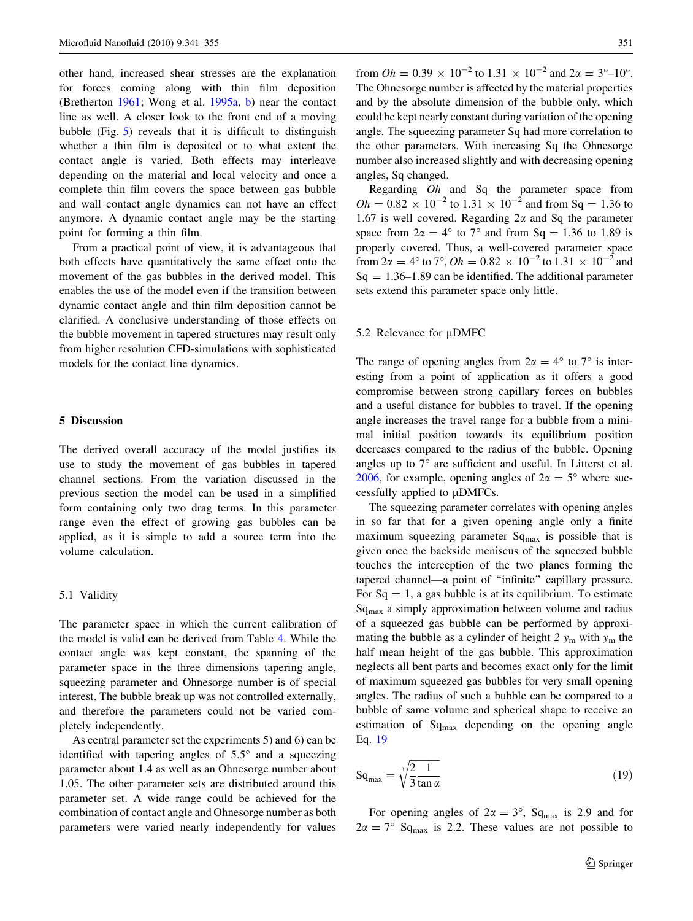other hand, increased shear stresses are the explanation for forces coming along with thin film deposition (Bretherton 1961; Wong et al. 1995a, b) near the contact line as well. A closer look to the front end of a moving bubble (Fig. 5) reveals that it is difficult to distinguish whether a thin film is deposited or to what extent the contact angle is varied. Both effects may interleave depending on the material and local velocity and once a complete thin film covers the space between gas bubble and wall contact angle dynamics can not have an effect anymore. A dynamic contact angle may be the starting point for forming a thin film.

From a practical point of view, it is advantageous that both effects have quantitatively the same effect onto the movement of the gas bubbles in the derived model. This enables the use of the model even if the transition between dynamic contact angle and thin film deposition cannot be clarified. A conclusive understanding of those effects on the bubble movement in tapered structures may result only from higher resolution CFD-simulations with sophisticated models for the contact line dynamics.

## 5 Discussion

The derived overall accuracy of the model justifies its use to study the movement of gas bubbles in tapered channel sections. From the variation discussed in the previous section the model can be used in a simplified form containing only two drag terms. In this parameter range even the effect of growing gas bubbles can be applied, as it is simple to add a source term into the volume calculation.

### 5.1 Validity

The parameter space in which the current calibration of the model is valid can be derived from Table 4. While the contact angle was kept constant, the spanning of the parameter space in the three dimensions tapering angle, squeezing parameter and Ohnesorge number is of special interest. The bubble break up was not controlled externally, and therefore the parameters could not be varied completely independently.

As central parameter set the experiments 5) and 6) can be identified with tapering angles of 5.5° and a squeezing parameter about 1.4 as well as an Ohnesorge number about 1.05. The other parameter sets are distributed around this parameter set. A wide range could be achieved for the combination of contact angle and Ohnesorge number as both parameters were varied nearly independently for values from $Oh = 0.39 \times 10^{-2}$ to $1.31 \times 10^{-2}$ and $2\alpha = 3°$–$10°$. The Ohnesorge number is affected by the material properties and by the absolute dimension of the bubble only, which could be kept nearly constant during variation of the opening angle. The squeezing parameter Sq had more correlation to the other parameters. With increasing Sq the Ohnesorge number also increased slightly and with decreasing opening angles, Sq changed.

Regarding $Oh$ and Sq the parameter space from $Oh = 0.82 \times 10^{-2}$ to $1.31 \times 10^{-2}$ and from Sq = 1.36 to 1.67 is well covered. Regarding $2\alpha$ and Sq the parameter space from $2\alpha = 4°$ to $7°$ and from Sq = 1.36 to 1.89 is properly covered. Thus, a well-covered parameter space from $2\alpha = 4°$ to $7°$, $Oh = 0.82 \times 10^{-2}$ to $1.31 \times 10^{-2}$ and Sq = 1.36–1.89 can be identified. The additional parameter sets extend this parameter space only little.

### 5.2 Relevance for μDMFC

The range of opening angles from $2\alpha = 4°$ to $7°$ is interesting from a point of application as it offers a good compromise between strong capillary forces on bubbles and a useful distance for bubbles to travel. If the opening angle increases the travel range for a bubble from a minimal initial position towards its equilibrium position decreases compared to the radius of the bubble. Opening angles up to 7° are sufficient and useful. In Litterst et al. 2006, for example, opening angles of $2\alpha = 5°$ where successfully applied to μDMFCs.

The squeezing parameter correlates with opening angles in so far that for a given opening angle only a finite maximum squeezing parameter $\mathrm{Sq}_{\max}$ is possible that is given once the backside meniscus of the squeezed bubble touches the interception of the two planes forming the tapered channel—a point of "infinite" capillary pressure. For Sq = 1, a gas bubble is at its equilibrium. To estimate $\mathrm{Sq}_{\max}$ a simply approximation between volume and radius of a squeezed gas bubble can be performed by approximating the bubble as a cylinder of height $2\,y_{\mathrm{m}}$ with $y_{\mathrm{m}}$ the half mean height of the gas bubble. This approximation neglects all bent parts and becomes exact only for the limit of maximum squeezed gas bubbles for very small opening angles. The radius of such a bubble can be compared to a bubble of same volume and spherical shape to receive an estimation of $\mathrm{Sq}_{\max}$ depending on the opening angle Eq. 19

$$\mathrm{Sq}_{\max} = \sqrt[3]{\frac{2}{3}\frac{1}{\tan\alpha}} \tag{19}$$

For opening angles of $2\alpha = 3°$, $\mathrm{Sq}_{\max}$ is 2.9 and for $2\alpha = 7°$ $\mathrm{Sq}_{\max}$ is 2.2. These values are not possible to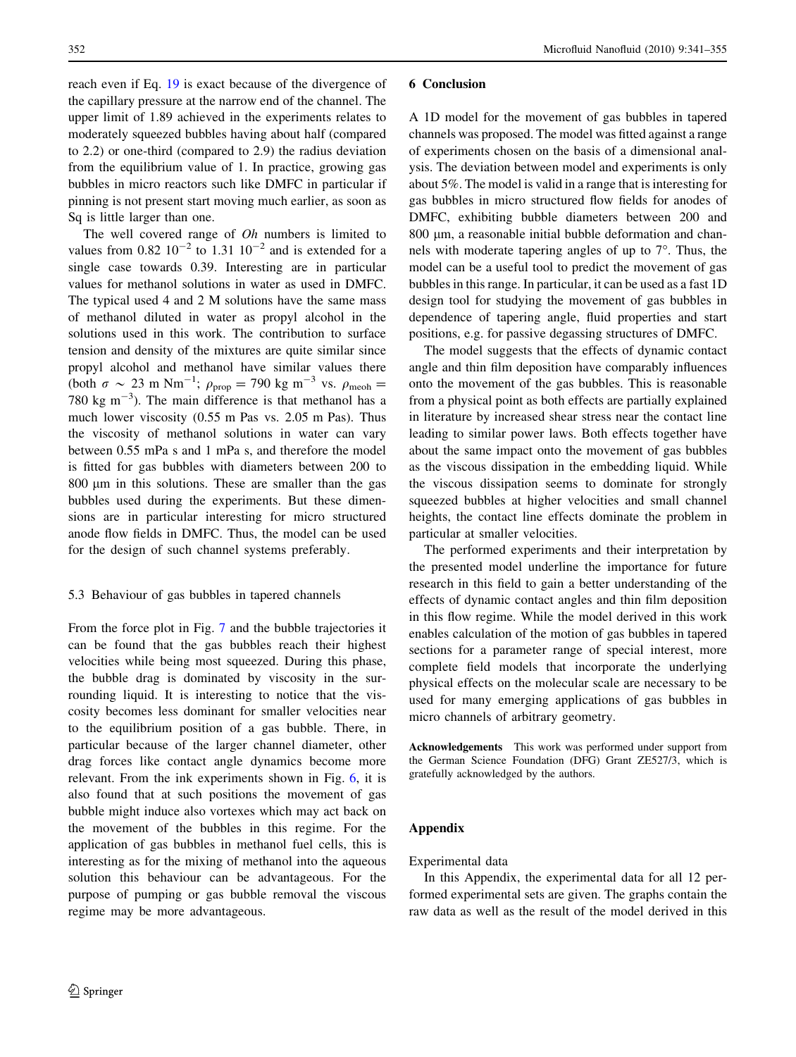reach even if Eq. 19 is exact because of the divergence of the capillary pressure at the narrow end of the channel. The upper limit of 1.89 achieved in the experiments relates to moderately squeezed bubbles having about half (compared to 2.2) or one-third (compared to 2.9) the radius deviation from the equilibrium value of 1. In practice, growing gas bubbles in micro reactors such like DMFC in particular if pinning is not present start moving much earlier, as soon as Sq is little larger than one.

The well covered range of *Oh* numbers is limited to values from 0.82 $10^{-2}$ to 1.31 $10^{-2}$ and is extended for a single case towards 0.39. Interesting are in particular values for methanol solutions in water as used in DMFC. The typical used 4 and 2 M solutions have the same mass of methanol diluted in water as propyl alcohol in the solutions used in this work. The contribution to surface tension and density of the mixtures are quite similar since propyl alcohol and methanol have similar values there (both $\sigma \sim 23$ m $\mathrm{Nm}^{-1}$; $\rho_{\mathrm{prop}} = 790$ kg $\mathrm{m}^{-3}$ vs. $\rho_{\mathrm{meoh}} = 780$ kg $\mathrm{m}^{-3}$). The main difference is that methanol has a much lower viscosity (0.55 m Pas vs. 2.05 m Pas). Thus the viscosity of methanol solutions in water can vary between 0.55 mPa s and 1 mPa s, and therefore the model is fitted for gas bubbles with diameters between 200 to 800 μm in this solutions. These are smaller than the gas bubbles used during the experiments. But these dimensions are in particular interesting for micro structured anode flow fields in DMFC. Thus, the model can be used for the design of such channel systems preferably.

### 5.3 Behaviour of gas bubbles in tapered channels

From the force plot in Fig. 7 and the bubble trajectories it can be found that the gas bubbles reach their highest velocities while being most squeezed. During this phase, the bubble drag is dominated by viscosity in the surrounding liquid. It is interesting to notice that the viscosity becomes less dominant for smaller velocities near to the equilibrium position of a gas bubble. There, in particular because of the larger channel diameter, other drag forces like contact angle dynamics become more relevant. From the ink experiments shown in Fig. 6, it is also found that at such positions the movement of gas bubble might induce also vortexes which may act back on the movement of the bubbles in this regime. For the application of gas bubbles in methanol fuel cells, this is interesting as for the mixing of methanol into the aqueous solution this behaviour can be advantageous. For the purpose of pumping or gas bubble removal the viscous regime may be more advantageous.

## 6 Conclusion

A 1D model for the movement of gas bubbles in tapered channels was proposed. The model was fitted against a range of experiments chosen on the basis of a dimensional analysis. The deviation between model and experiments is only about 5%. The model is valid in a range that is interesting for gas bubbles in micro structured flow fields for anodes of DMFC, exhibiting bubble diameters between 200 and 800 μm, a reasonable initial bubble deformation and channels with moderate tapering angles of up to 7°. Thus, the model can be a useful tool to predict the movement of gas bubbles in this range. In particular, it can be used as a fast 1D design tool for studying the movement of gas bubbles in dependence of tapering angle, fluid properties and start positions, e.g. for passive degassing structures of DMFC.

The model suggests that the effects of dynamic contact angle and thin film deposition have comparably influences onto the movement of the gas bubbles. This is reasonable from a physical point as both effects are partially explained in literature by increased shear stress near the contact line leading to similar power laws. Both effects together have about the same impact onto the movement of gas bubbles as the viscous dissipation in the embedding liquid. While the viscous dissipation seems to dominate for strongly squeezed bubbles at higher velocities and small channel heights, the contact line effects dominate the problem in particular at smaller velocities.

The performed experiments and their interpretation by the presented model underline the importance for future research in this field to gain a better understanding of the effects of dynamic contact angles and thin film deposition in this flow regime. While the model derived in this work enables calculation of the motion of gas bubbles in tapered sections for a parameter range of special interest, more complete field models that incorporate the underlying physical effects on the molecular scale are necessary to be used for many emerging applications of gas bubbles in micro channels of arbitrary geometry.

**Acknowledgements** This work was performed under support from the German Science Foundation (DFG) Grant ZE527/3, which is gratefully acknowledged by the authors.

## Appendix

Experimental data

In this Appendix, the experimental data for all 12 performed experimental sets are given. The graphs contain the raw data as well as the result of the model derived in this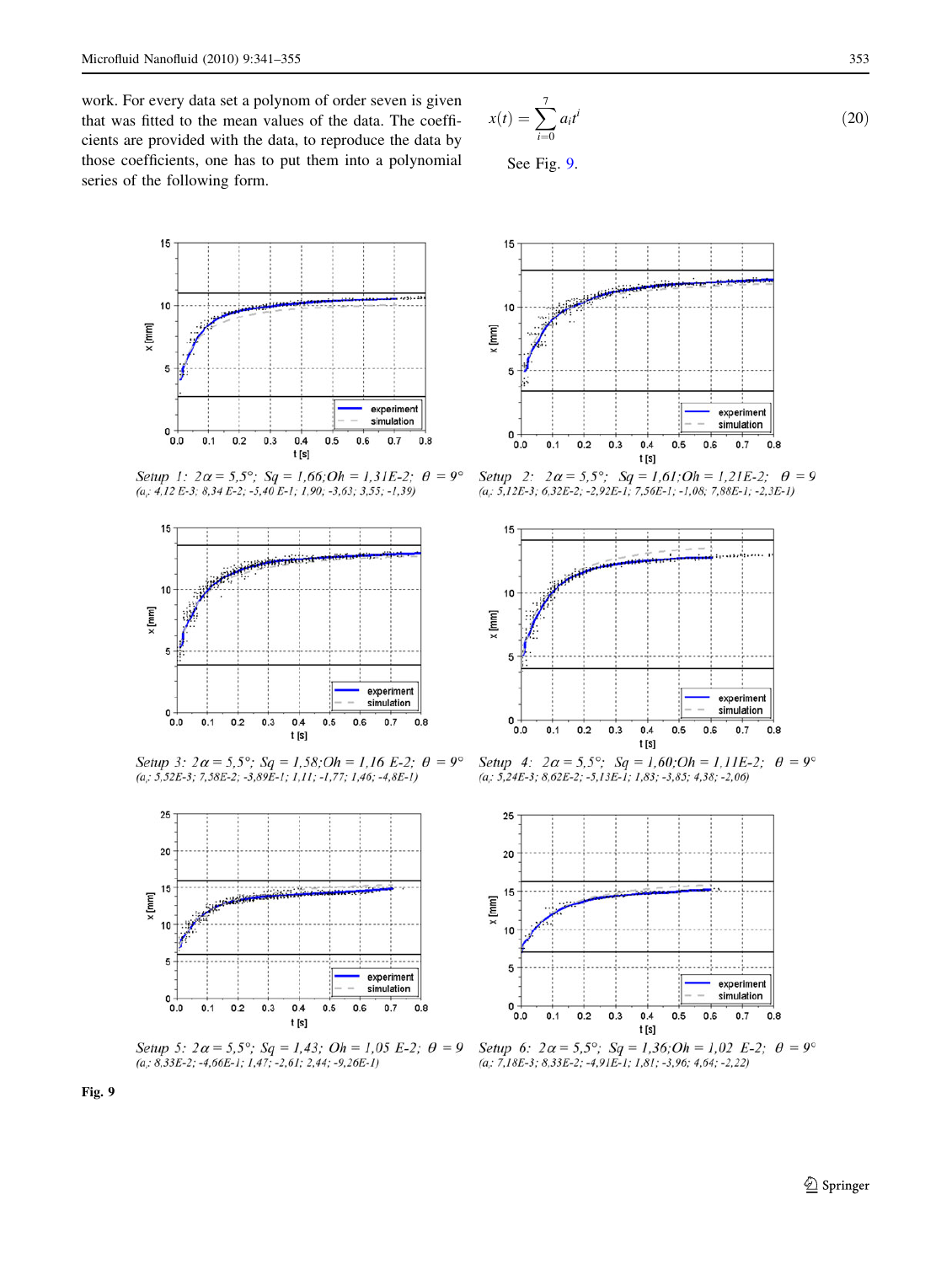work. For every data set a polynom of order seven is given that was fitted to the mean values of the data. The coefficients are provided with the data, to reproduce the data by those coefficients, one has to put them into a polynomial series of the following form.

$$x(t) = \sum_{i=0}^{7} a_i t^i \tag{20}$$

See Fig. 9.

*Setup 1:* $2\alpha = 5{,}5°$; $Sq = 1{,}66$; $Oh = 1{,}31E\text{-}2$; $\theta = 9°$
($a_i$: 4,12 E-3; 8,34 E-2; -5,40 E-1; 1,90; -3,63; 3,55; -1,39)

*Setup 2:* $2\alpha = 5{,}5°$; $Sq = 1{,}61$; $Oh = 1{,}21E\text{-}2$; $\theta = 9$
($a_i$: 5,12E-3; 6,32E-2; -2,92E-1; 7,56E-1; -1,08; 7,88E-1; -2,3E-1)

*Setup 3:* $2\alpha = 5{,}5°$; $Sq = 1{,}58$; $Oh = 1{,}16\ E\text{-}2$; $\theta = 9°$
($a_i$: 5,52E-3; 7,58E-2; -3,89E-1; 1,11; -1,77; 1,46; -4,8E-1)

*Setup 4:* $2\alpha = 5{,}5°$; $Sq = 1{,}60$; $Oh = 1{,}11E\text{-}2$; $\theta = 9°$
($a_i$: 5,24E-3; 8,62E-2; -5,13E-1; 1,83; -3,85; 4,38; -2,06)

*Setup 5:* $2\alpha = 5{,}5°$; $Sq = 1{,}43$; $Oh = 1{,}05\ E\text{-}2$; $\theta = 9$
($a_i$: 8,33E-2; -4,66E-1; 1,47; -2,61; 2,44; -9,26E-1)

*Setup 6:* $2\alpha = 5{,}5°$; $Sq = 1{,}36$; $Oh = 1{,}02\ E\text{-}2$; $\theta = 9°$
($a_i$: 7,18E-3; 8,33E-2; -4,91E-1; 1,81; -3,96; 4,64; -2,22)

**Fig. 9**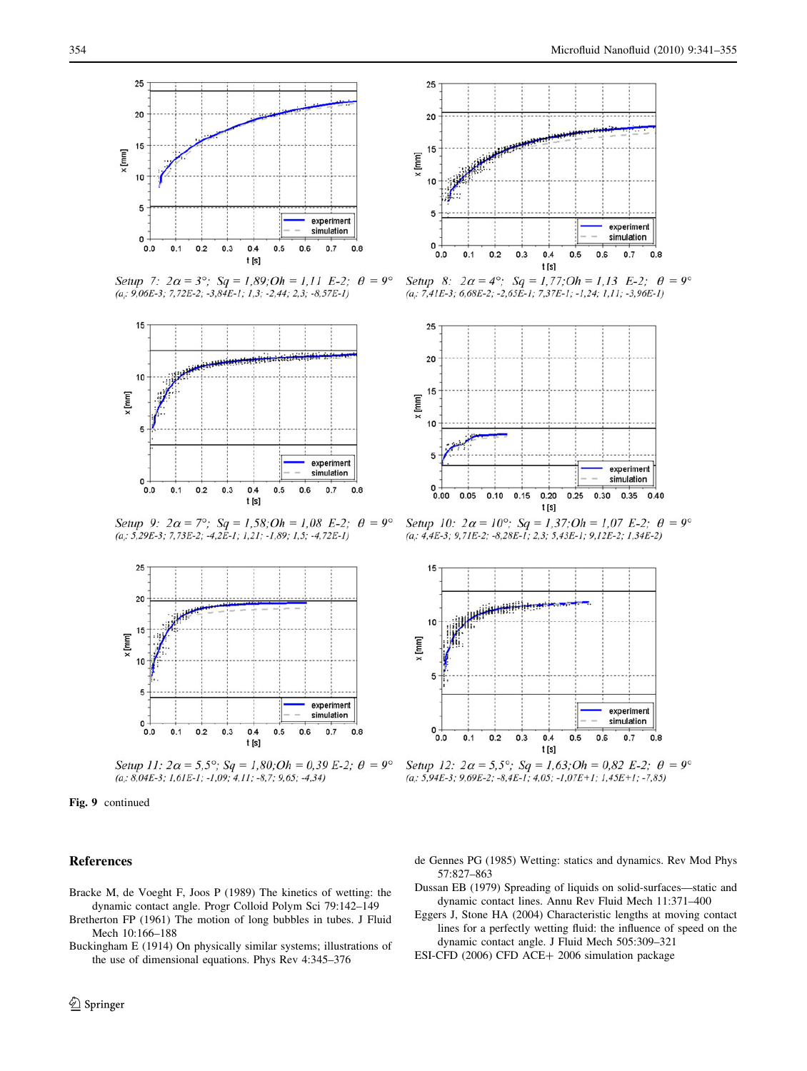Setup 7: $2\alpha = 3°$; $Sq = 1{,}89$; $Oh = 1{,}11$ E-2; $\theta = 9°$
($a_i$: 9,06E-3; 7,72E-2; -3,84E-1; 1,3; -2,44; 2,3; -8,57E-1)

Setup 8: $2\alpha = 4°$; $Sq = 1{,}77$; $Oh = 1{,}13$ E-2; $\theta = 9°$
($a_i$: 7,41E-3; 6,68E-2; -2,65E-1; 7,37E-1; -1,24; 1,11; -3,96E-1)

Setup 9: $2\alpha = 7°$; $Sq = 1{,}58$; $Oh = 1{,}08$ E-2; $\theta = 9°$
($a_i$: 5,29E-3; 7,73E-2; -4,2E-1; 1,21; -1,89; 1,5; -4,72E-1)

Setup 10: $2\alpha = 10°$; $Sq = 1{,}37$; $Oh = 1{,}07$ E-2; $\theta = 9°$
($a_i$: 4,4E-3; 9,71E-2; -8,28E-1; 2,3; 5,43E-1; 9,12E-2; 1,34E-2)

Setup 11: $2\alpha = 5{,}5°$; $Sq = 1{,}80$; $Oh = 0{,}39$ E-2; $\theta = 9°$
($a_i$: 8,04E-3; 1,61E-1; -1,09; 4,11; -8,7; 9,65; -4,34)

Setup 12: $2\alpha = 5{,}5°$; $Sq = 1{,}63$; $Oh = 0{,}82$ E-2; $\theta = 9°$
($a_i$: 5,94E-3; 9,69E-2; -8,4E-1; 4,05; -1,07E+1; 1,45E+1; -7,85)

**Fig. 9** continued

## References

Bracke M, de Voeght F, Joos P (1989) The kinetics of wetting: the dynamic contact angle. Progr Colloid Polym Sci 79:142–149

Bretherton FP (1961) The motion of long bubbles in tubes. J Fluid Mech 10:166–188

Buckingham E (1914) On physically similar systems; illustrations of the use of dimensional equations. Phys Rev 4:345–376

de Gennes PG (1985) Wetting: statics and dynamics. Rev Mod Phys 57:827–863

Dussan EB (1979) Spreading of liquids on solid-surfaces—static and dynamic contact lines. Annu Rev Fluid Mech 11:371–400

Eggers J, Stone HA (2004) Characteristic lengths at moving contact lines for a perfectly wetting fluid: the influence of speed on the dynamic contact angle. J Fluid Mech 505:309–321

ESI-CFD (2006) CFD ACE+ 2006 simulation package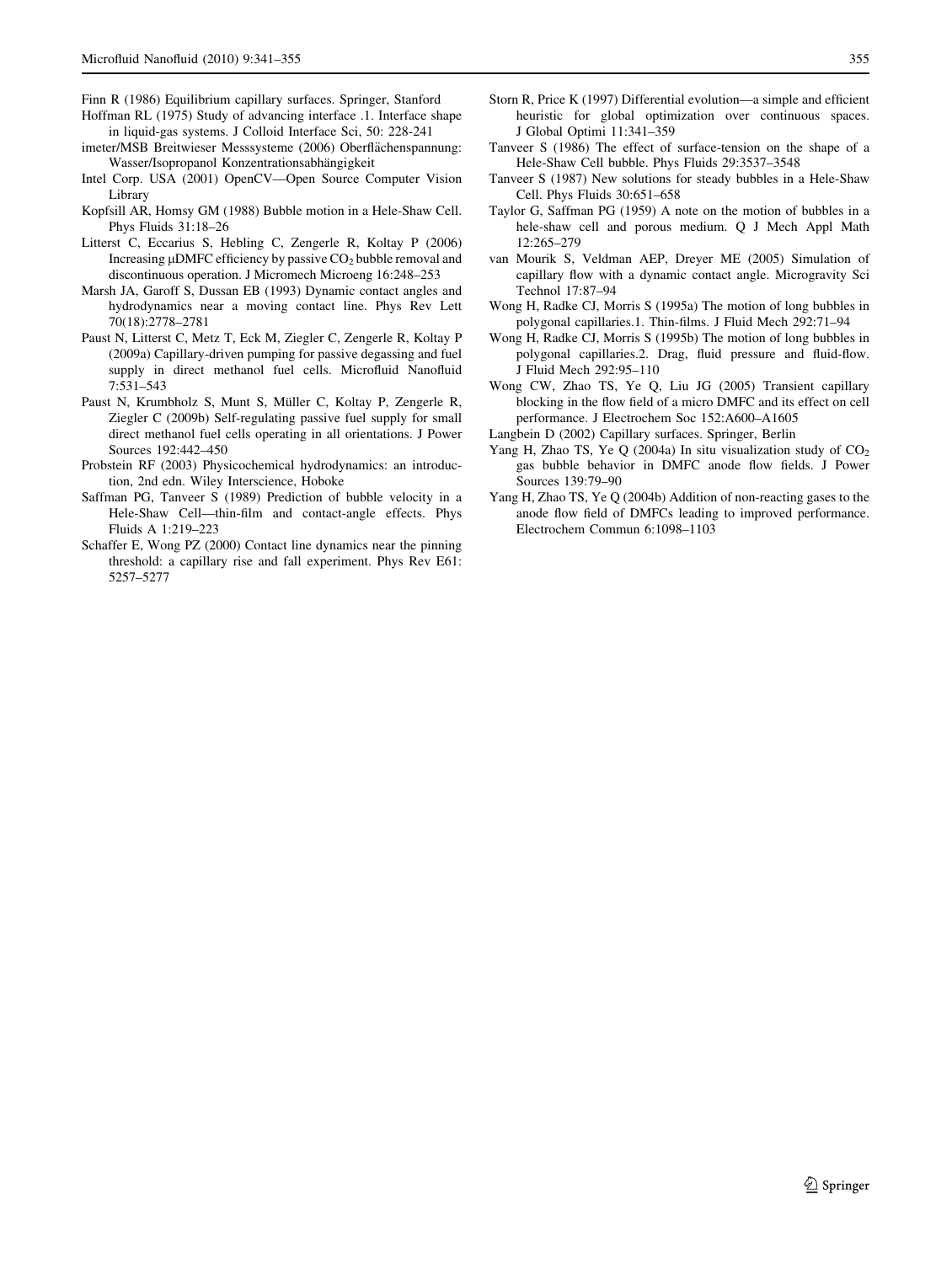Finn R (1986) Equilibrium capillary surfaces. Springer, Stanford

Hoffman RL (1975) Study of advancing interface .1. Interface shape in liquid-gas systems. J Colloid Interface Sci, 50: 228-241

imeter/MSB Breitwieser Messsysteme (2006) Oberflächenspannung: Wasser/Isopropanol Konzentrationsabhängigkeit

Intel Corp. USA (2001) OpenCV—Open Source Computer Vision Library

Kopfsill AR, Homsy GM (1988) Bubble motion in a Hele-Shaw Cell. Phys Fluids 31:18–26

Litterst C, Eccarius S, Hebling C, Zengerle R, Koltay P (2006) Increasing μDMFC efficiency by passive $CO_2$ bubble removal and discontinuous operation. J Micromech Microeng 16:248–253

Marsh JA, Garoff S, Dussan EB (1993) Dynamic contact angles and hydrodynamics near a moving contact line. Phys Rev Lett 70(18):2778–2781

Paust N, Litterst C, Metz T, Eck M, Ziegler C, Zengerle R, Koltay P (2009a) Capillary-driven pumping for passive degassing and fuel supply in direct methanol fuel cells. Microfluid Nanofluid 7:531–543

Paust N, Krumbholz S, Munt S, Müller C, Koltay P, Zengerle R, Ziegler C (2009b) Self-regulating passive fuel supply for small direct methanol fuel cells operating in all orientations. J Power Sources 192:442–450

Probstein RF (2003) Physicochemical hydrodynamics: an introduction, 2nd edn. Wiley Interscience, Hoboke

Saffman PG, Tanveer S (1989) Prediction of bubble velocity in a Hele-Shaw Cell—thin-film and contact-angle effects. Phys Fluids A 1:219–223

Schaffer E, Wong PZ (2000) Contact line dynamics near the pinning threshold: a capillary rise and fall experiment. Phys Rev E61: 5257–5277

Storn R, Price K (1997) Differential evolution—a simple and efficient heuristic for global optimization over continuous spaces. J Global Optimi 11:341–359

Tanveer S (1986) The effect of surface-tension on the shape of a Hele-Shaw Cell bubble. Phys Fluids 29:3537–3548

Tanveer S (1987) New solutions for steady bubbles in a Hele-Shaw Cell. Phys Fluids 30:651–658

Taylor G, Saffman PG (1959) A note on the motion of bubbles in a hele-shaw cell and porous medium. Q J Mech Appl Math 12:265–279

van Mourik S, Veldman AEP, Dreyer ME (2005) Simulation of capillary flow with a dynamic contact angle. Microgravity Sci Technol 17:87–94

Wong H, Radke CJ, Morris S (1995a) The motion of long bubbles in polygonal capillaries.1. Thin-films. J Fluid Mech 292:71–94

Wong H, Radke CJ, Morris S (1995b) The motion of long bubbles in polygonal capillaries.2. Drag, fluid pressure and fluid-flow. J Fluid Mech 292:95–110

Wong CW, Zhao TS, Ye Q, Liu JG (2005) Transient capillary blocking in the flow field of a micro DMFC and its effect on cell performance. J Electrochem Soc 152:A600–A1605

Langbein D (2002) Capillary surfaces. Springer, Berlin

Yang H, Zhao TS, Ye Q (2004a) In situ visualization study of $CO_2$ gas bubble behavior in DMFC anode flow fields. J Power Sources 139:79–90

Yang H, Zhao TS, Ye Q (2004b) Addition of non-reacting gases to the anode flow field of DMFCs leading to improved performance. Electrochem Commun 6:1098–1103